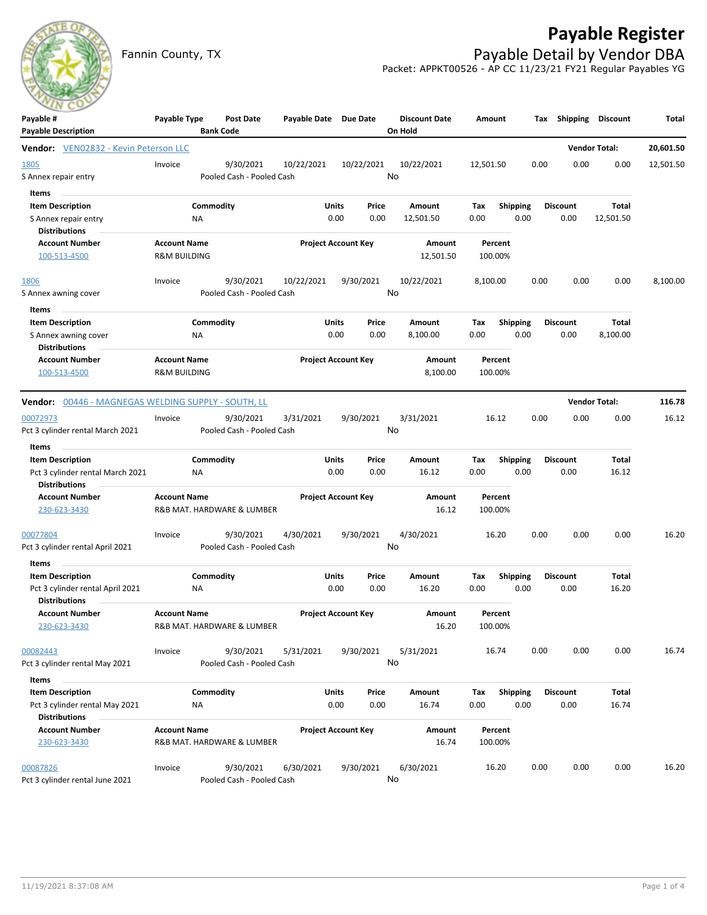# Payable Register

Fannin County, TX

## Payable Detail by Vendor DBA

Packet: APPKT00526 - AP CC 11/23/21 FY21 Regular Payables YG

| Payable # / Payable Description | Payable Type | Post Date / Bank Code | Payable Date | Due Date | Discount Date / On Hold | Amount | Tax | Shipping | Discount | Total |
|---|---|---|---|---|---|---|---|---|---|---|

**Vendor:** VEN02832 - Kevin Peterson LLC — **Vendor Total:** 20,601.50

| Payable # | Payable Type | Post Date | Payable Date | Due Date | Discount Date | Amount | Tax | Shipping | Discount | Total |
|---|---|---|---|---|---|---|---|---|---|---|
| 1805 | Invoice | 9/30/2021 | 10/22/2021 | 10/22/2021 | 10/22/2021 | 12,501.50 | 0.00 | 0.00 | 0.00 | 12,501.50 |
| S Annex repair entry | | Pooled Cash - Pooled Cash | | | No | | | | | |

Items

| Item Description | Commodity | Units | Price | Amount | Tax | Shipping | Discount | Total |
|---|---|---|---|---|---|---|---|---|
| S Annex repair entry | NA | 0.00 | 0.00 | 12,501.50 | 0.00 | 0.00 | 0.00 | 12,501.50 |

Distributions

| Account Number | Account Name | Project Account Key | Amount | Percent |
|---|---|---|---|---|
| 100-513-4500 | R&M BUILDING | | 12,501.50 | 100.00% |

| Payable # | Payable Type | Post Date | Payable Date | Due Date | Discount Date | Amount | Tax | Shipping | Discount | Total |
|---|---|---|---|---|---|---|---|---|---|---|
| 1806 | Invoice | 9/30/2021 | 10/22/2021 | 9/30/2021 | 10/22/2021 | 8,100.00 | 0.00 | 0.00 | 0.00 | 8,100.00 |
| S Annex awning cover | | Pooled Cash - Pooled Cash | | | No | | | | | |

Items

| Item Description | Commodity | Units | Price | Amount | Tax | Shipping | Discount | Total |
|---|---|---|---|---|---|---|---|---|
| S Annex awning cover | NA | 0.00 | 0.00 | 8,100.00 | 0.00 | 0.00 | 0.00 | 8,100.00 |

Distributions

| Account Number | Account Name | Project Account Key | Amount | Percent |
|---|---|---|---|---|
| 100-513-4500 | R&M BUILDING | | 8,100.00 | 100.00% |

**Vendor:** 00446 - MAGNEGAS WELDING SUPPLY - SOUTH, LL — **Vendor Total:** 116.78

| Payable # | Payable Type | Post Date | Payable Date | Due Date | Discount Date | Amount | Tax | Shipping | Discount | Total |
|---|---|---|---|---|---|---|---|---|---|---|
| 00072973 | Invoice | 9/30/2021 | 3/31/2021 | 9/30/2021 | 3/31/2021 | 16.12 | 0.00 | 0.00 | 0.00 | 16.12 |
| Pct 3 cylinder rental March 2021 | | Pooled Cash - Pooled Cash | | | No | | | | | |

Items

| Item Description | Commodity | Units | Price | Amount | Tax | Shipping | Discount | Total |
|---|---|---|---|---|---|---|---|---|
| Pct 3 cylinder rental March 2021 | NA | 0.00 | 0.00 | 16.12 | 0.00 | 0.00 | 0.00 | 16.12 |

Distributions

| Account Number | Account Name | Project Account Key | Amount | Percent |
|---|---|---|---|---|
| 230-623-3430 | R&B MAT. HARDWARE & LUMBER | | 16.12 | 100.00% |

| Payable # | Payable Type | Post Date | Payable Date | Due Date | Discount Date | Amount | Tax | Shipping | Discount | Total |
|---|---|---|---|---|---|---|---|---|---|---|
| 00077804 | Invoice | 9/30/2021 | 4/30/2021 | 9/30/2021 | 4/30/2021 | 16.20 | 0.00 | 0.00 | 0.00 | 16.20 |
| Pct 3 cylinder rental April 2021 | | Pooled Cash - Pooled Cash | | | No | | | | | |

Items

| Item Description | Commodity | Units | Price | Amount | Tax | Shipping | Discount | Total |
|---|---|---|---|---|---|---|---|---|
| Pct 3 cylinder rental April 2021 | NA | 0.00 | 0.00 | 16.20 | 0.00 | 0.00 | 0.00 | 16.20 |

Distributions

| Account Number | Account Name | Project Account Key | Amount | Percent |
|---|---|---|---|---|
| 230-623-3430 | R&B MAT. HARDWARE & LUMBER | | 16.20 | 100.00% |

| Payable # | Payable Type | Post Date | Payable Date | Due Date | Discount Date | Amount | Tax | Shipping | Discount | Total |
|---|---|---|---|---|---|---|---|---|---|---|
| 00082443 | Invoice | 9/30/2021 | 5/31/2021 | 9/30/2021 | 5/31/2021 | 16.74 | 0.00 | 0.00 | 0.00 | 16.74 |
| Pct 3 cylinder rental May 2021 | | Pooled Cash - Pooled Cash | | | No | | | | | |

Items

| Item Description | Commodity | Units | Price | Amount | Tax | Shipping | Discount | Total |
|---|---|---|---|---|---|---|---|---|
| Pct 3 cylinder rental May 2021 | NA | 0.00 | 0.00 | 16.74 | 0.00 | 0.00 | 0.00 | 16.74 |

Distributions

| Account Number | Account Name | Project Account Key | Amount | Percent |
|---|---|---|---|---|
| 230-623-3430 | R&B MAT. HARDWARE & LUMBER | | 16.74 | 100.00% |

| Payable # | Payable Type | Post Date | Payable Date | Due Date | Discount Date | Amount | Tax | Shipping | Discount | Total |
|---|---|---|---|---|---|---|---|---|---|---|
| 00087826 | Invoice | 9/30/2021 | 6/30/2021 | 9/30/2021 | 6/30/2021 | 16.20 | 0.00 | 0.00 | 0.00 | 16.20 |
| Pct 3 cylinder rental June 2021 | | Pooled Cash - Pooled Cash | | | No | | | | | |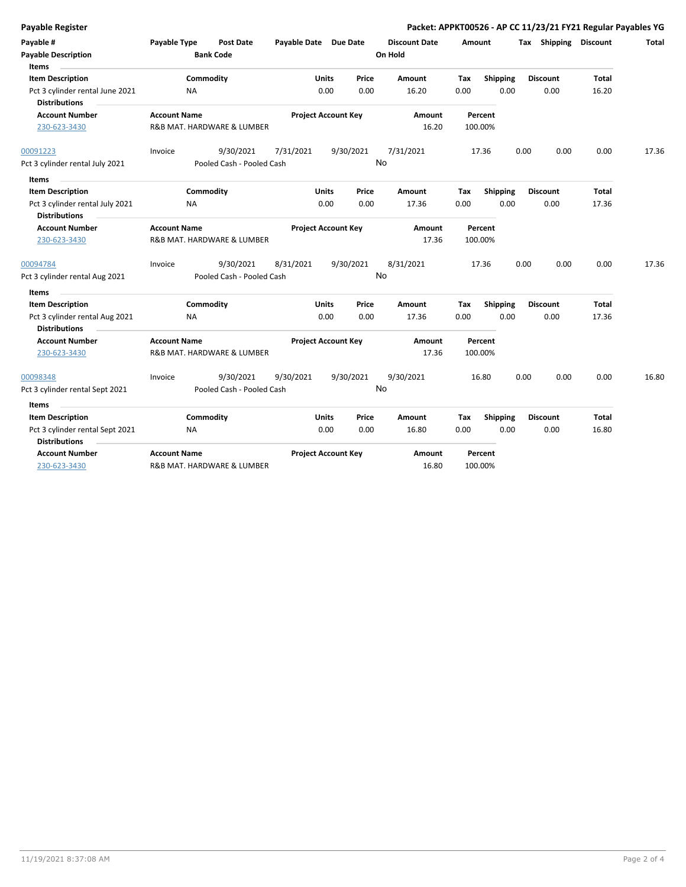**Payable Register** — **Packet: APPKT00526 - AP CC 11/23/21 FY21 Regular Payables YG**

| Payable # | Payable Type | Post Date | Payable Date | Due Date | Discount Date | Amount | Tax | Shipping | Discount | Total |
|---|---|---|---|---|---|---|---|---|---|---|
| Payable Description | | Bank Code | | | On Hold | | | | | |

**Items**

| Item Description | Commodity | Units | Price | Amount | Tax | Shipping | Discount | Total |
|---|---|---|---|---|---|---|---|---|
| Pct 3 cylinder rental June 2021 | NA | 0.00 | 0.00 | 16.20 | 0.00 | 0.00 | 0.00 | 16.20 |

**Distributions**

| Account Number | Account Name | Project Account Key | Amount | Percent |
|---|---|---|---|---|
| 230-623-3430 | R&B MAT. HARDWARE & LUMBER | | 16.20 | 100.00% |

| Payable # | Payable Type | Post Date | Payable Date | Due Date | Discount Date | Amount | Tax | Shipping | Discount | Total |
|---|---|---|---|---|---|---|---|---|---|---|
| 00091223 | Invoice | 9/30/2021 | 7/31/2021 | 9/30/2021 | 7/31/2021 | 17.36 | 0.00 | 0.00 | 0.00 | 17.36 |
| Pct 3 cylinder rental July 2021 | | Pooled Cash - Pooled Cash | | | No | | | | | |

**Items**

| Item Description | Commodity | Units | Price | Amount | Tax | Shipping | Discount | Total |
|---|---|---|---|---|---|---|---|---|
| Pct 3 cylinder rental July 2021 | NA | 0.00 | 0.00 | 17.36 | 0.00 | 0.00 | 0.00 | 17.36 |

**Distributions**

| Account Number | Account Name | Project Account Key | Amount | Percent |
|---|---|---|---|---|
| 230-623-3430 | R&B MAT. HARDWARE & LUMBER | | 17.36 | 100.00% |

| Payable # | Payable Type | Post Date | Payable Date | Due Date | Discount Date | Amount | Tax | Shipping | Discount | Total |
|---|---|---|---|---|---|---|---|---|---|---|
| 00094784 | Invoice | 9/30/2021 | 8/31/2021 | 9/30/2021 | 8/31/2021 | 17.36 | 0.00 | 0.00 | 0.00 | 17.36 |
| Pct 3 cylinder rental Aug 2021 | | Pooled Cash - Pooled Cash | | | No | | | | | |

**Items**

| Item Description | Commodity | Units | Price | Amount | Tax | Shipping | Discount | Total |
|---|---|---|---|---|---|---|---|---|
| Pct 3 cylinder rental Aug 2021 | NA | 0.00 | 0.00 | 17.36 | 0.00 | 0.00 | 0.00 | 17.36 |

**Distributions**

| Account Number | Account Name | Project Account Key | Amount | Percent |
|---|---|---|---|---|
| 230-623-3430 | R&B MAT. HARDWARE & LUMBER | | 17.36 | 100.00% |

| Payable # | Payable Type | Post Date | Payable Date | Due Date | Discount Date | Amount | Tax | Shipping | Discount | Total |
|---|---|---|---|---|---|---|---|---|---|---|
| 00098348 | Invoice | 9/30/2021 | 9/30/2021 | 9/30/2021 | 9/30/2021 | 16.80 | 0.00 | 0.00 | 0.00 | 16.80 |
| Pct 3 cylinder rental Sept 2021 | | Pooled Cash - Pooled Cash | | | No | | | | | |

**Items**

| Item Description | Commodity | Units | Price | Amount | Tax | Shipping | Discount | Total |
|---|---|---|---|---|---|---|---|---|
| Pct 3 cylinder rental Sept 2021 | NA | 0.00 | 0.00 | 16.80 | 0.00 | 0.00 | 0.00 | 16.80 |

**Distributions**

| Account Number | Account Name | Project Account Key | Amount | Percent |
|---|---|---|---|---|
| 230-623-3430 | R&B MAT. HARDWARE & LUMBER | | 16.80 | 100.00% |

11/19/2021 8:37:08 AM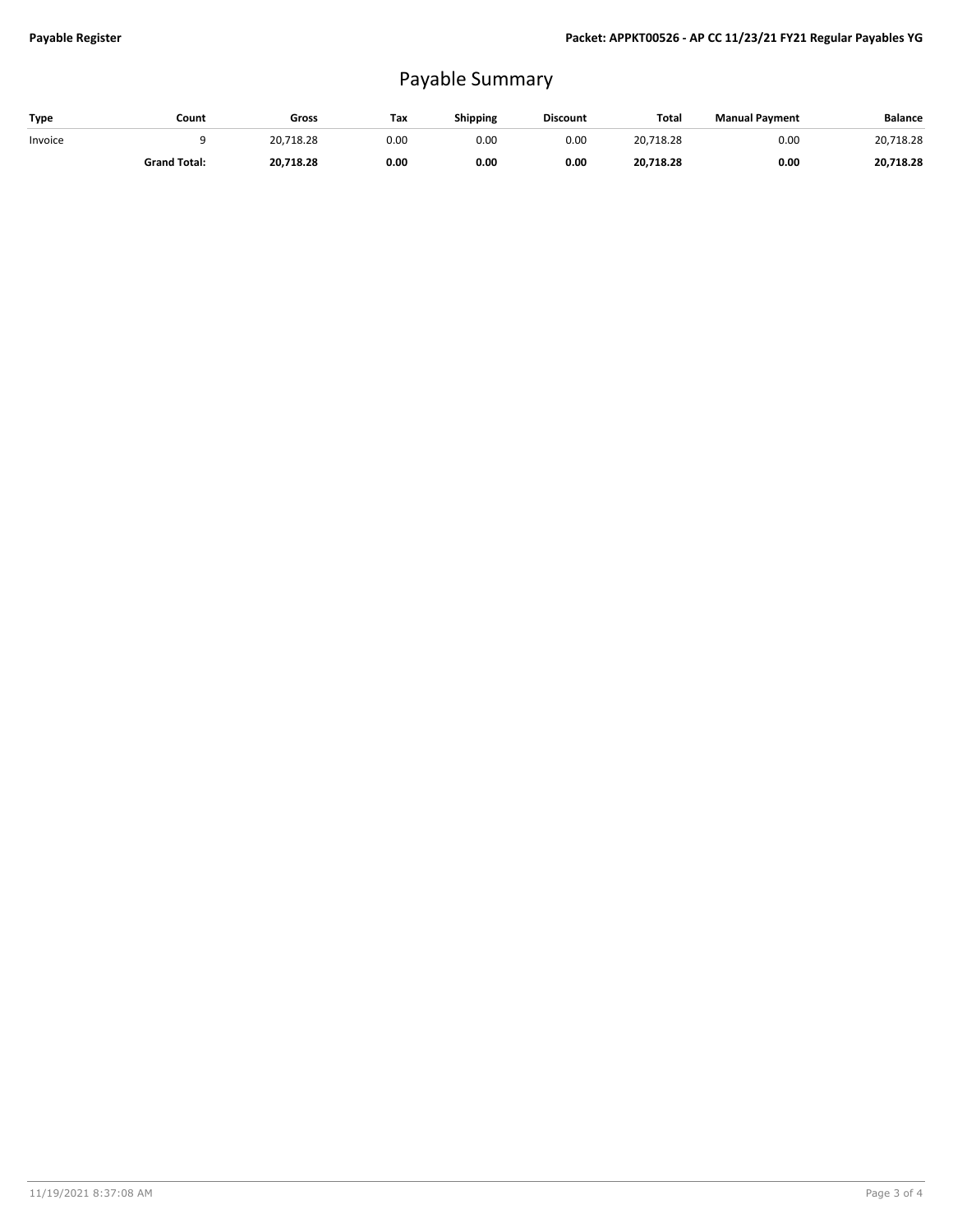# Payable Summary

| Type | Count | Gross | Tax | Shipping | Discount | Total | Manual Payment | Balance |
|---|---|---|---|---|---|---|---|---|
| Invoice | 9 | 20,718.28 | 0.00 | 0.00 | 0.00 | 20,718.28 | 0.00 | 20,718.28 |
| | **Grand Total:** | **20,718.28** | **0.00** | **0.00** | **0.00** | **20,718.28** | **0.00** | **20,718.28** |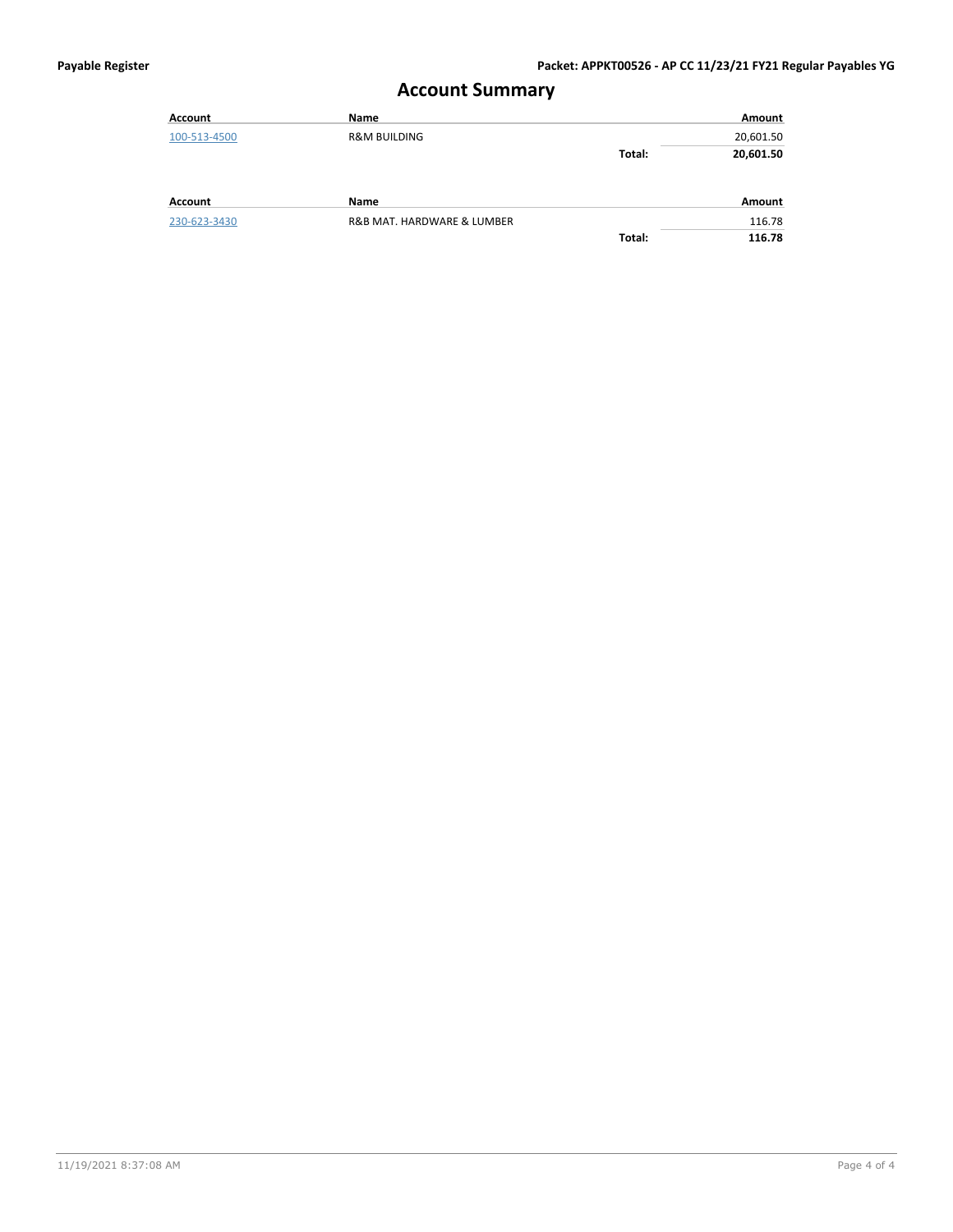# Account Summary

| Account | Name | | Amount |
|---|---|---|---|
| 100-513-4500 | R&M BUILDING | | 20,601.50 |
| | | **Total:** | **20,601.50** |

| Account | Name | | Amount |
|---|---|---|---|
| 230-623-3430 | R&B MAT. HARDWARE & LUMBER | | 116.78 |
| | | **Total:** | **116.78** |